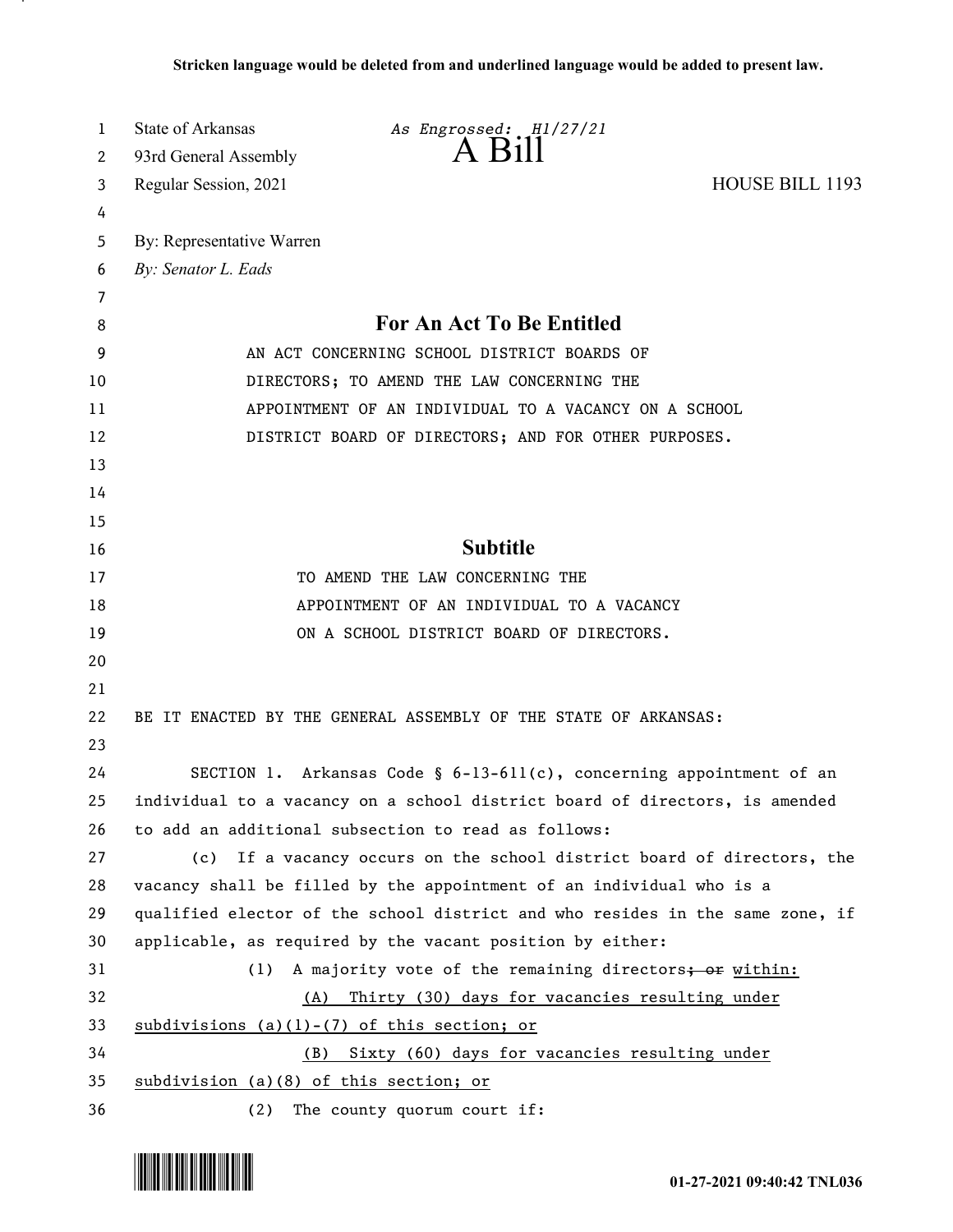**Stricken language would be deleted from and underlined language would be added to present law.**

State of Arkansas *As Engrossed: H1/27/21*
93rd General Assembly
Regular Session, 2021

# A Bill

HOUSE BILL 1193

By: Representative Warren
*By: Senator L. Eads*

## For An Act To Be Entitled

AN ACT CONCERNING SCHOOL DISTRICT BOARDS OF DIRECTORS; TO AMEND THE LAW CONCERNING THE APPOINTMENT OF AN INDIVIDUAL TO A VACANCY ON A SCHOOL DISTRICT BOARD OF DIRECTORS; AND FOR OTHER PURPOSES.

## Subtitle

TO AMEND THE LAW CONCERNING THE APPOINTMENT OF AN INDIVIDUAL TO A VACANCY ON A SCHOOL DISTRICT BOARD OF DIRECTORS.

BE IT ENACTED BY THE GENERAL ASSEMBLY OF THE STATE OF ARKANSAS:

SECTION 1. Arkansas Code § 6-13-611(c), concerning appointment of an individual to a vacancy on a school district board of directors, is amended to add an additional subsection to read as follows:

(c) If a vacancy occurs on the school district board of directors, the vacancy shall be filled by the appointment of an individual who is a qualified elector of the school district and who resides in the same zone, if applicable, as required by the vacant position by either:

(1) A majority vote of the remaining directors~~; or~~ <u>within:</u>

<u>(A) Thirty (30) days for vacancies resulting under subdivisions (a)(1)-(7) of this section; or</u>

<u>(B) Sixty (60) days for vacancies resulting under subdivision (a)(8) of this section; or</u>

(2) The county quorum court if: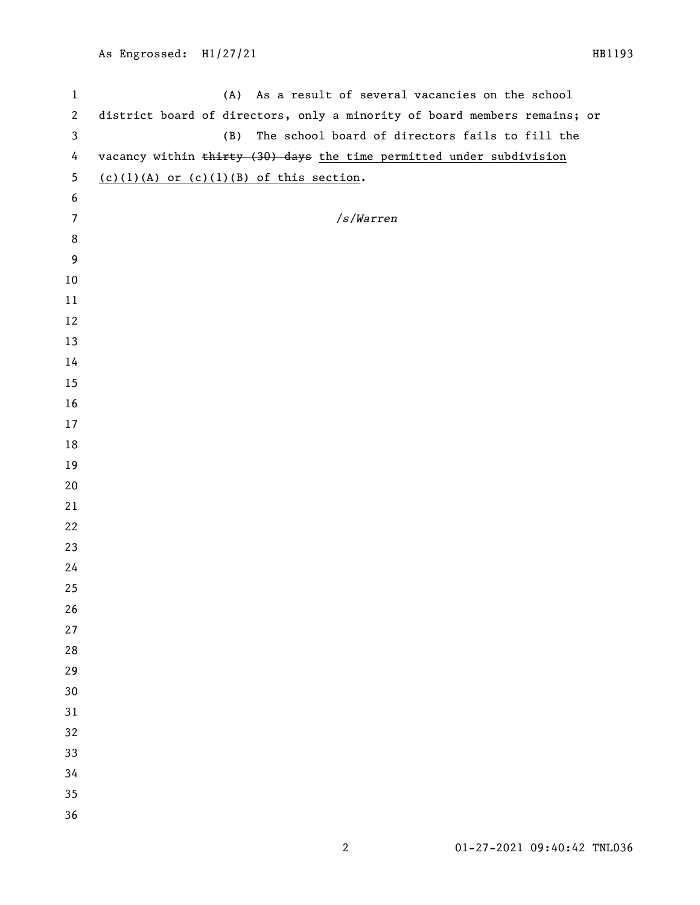(A) As a result of several vacancies on the school district board of directors, only a minority of board members remains; or

(B) The school board of directors fails to fill the vacancy within ~~thirty (30) days~~ <u>the time permitted under subdivision (c)(1)(A) or (c)(1)(B) of this section</u>.

*/s/Warren*